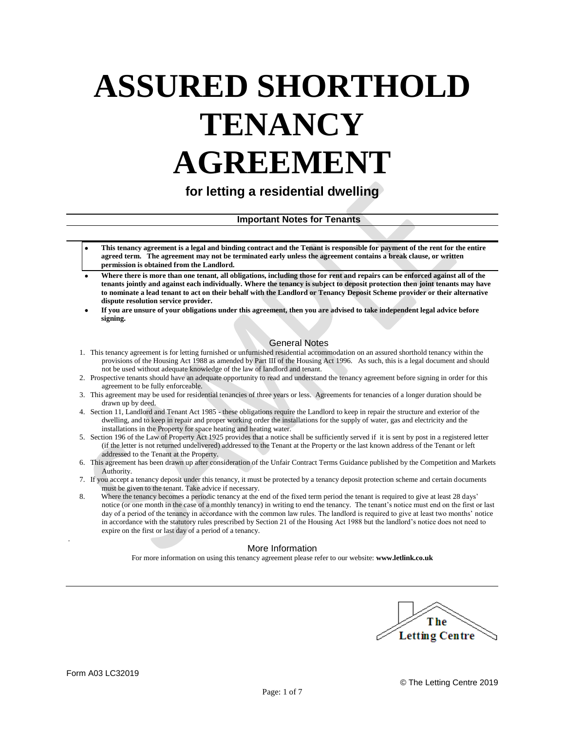# ASSURED SHORTHOLD TENANCY AGREEMENT

**for letting a residential dwelling**

**Important Notes for Tenants**

- **This tenancy agreement is a legal and binding contract and the Tenant is responsible for payment of the rent for the entire agreed term. The agreement may not be terminated early unless the agreement contains a break clause, or written permission is obtained from the Landlord.**
- **Where there is more than one tenant, all obligations, including those for rent and repairs can be enforced against all of the tenants jointly and against each individually. Where the tenancy is subject to deposit protection then joint tenants may have to nominate a lead tenant to act on their behalf with the Landlord or Tenancy Deposit Scheme provider or their alternative dispute resolution service provider.**
- **If you are unsure of your obligations under this agreement, then you are advised to take independent legal advice before signing.**

## General Notes

1. This tenancy agreement is for letting furnished or unfurnished residential accommodation on an assured shorthold tenancy within the provisions of the Housing Act 1988 as amended by Part III of the Housing Act 1996. As such, this is a legal document and should not be used without adequate knowledge of the law of landlord and tenant.
2. Prospective tenants should have an adequate opportunity to read and understand the tenancy agreement before signing in order for this agreement to be fully enforceable.
3. This agreement may be used for residential tenancies of three years or less. Agreements for tenancies of a longer duration should be drawn up by deed.
4. Section 11, Landlord and Tenant Act 1985 - these obligations require the Landlord to keep in repair the structure and exterior of the dwelling, and to keep in repair and proper working order the installations for the supply of water, gas and electricity and the installations in the Property for space heating and heating water.
5. Section 196 of the Law of Property Act 1925 provides that a notice shall be sufficiently served if it is sent by post in a registered letter (if the letter is not returned undelivered) addressed to the Tenant at the Property or the last known address of the Tenant or left addressed to the Tenant at the Property.
6. This agreement has been drawn up after consideration of the Unfair Contract Terms Guidance published by the Competition and Markets Authority.
7. If you accept a tenancy deposit under this tenancy, it must be protected by a tenancy deposit protection scheme and certain documents must be given to the tenant. Take advice if necessary.
8. Where the tenancy becomes a periodic tenancy at the end of the fixed term period the tenant is required to give at least 28 days' notice (or one month in the case of a monthly tenancy) in writing to end the tenancy. The tenant's notice must end on the first or last day of a period of the tenancy in accordance with the common law rules. The landlord is required to give at least two months' notice in accordance with the statutory rules prescribed by Section 21 of the Housing Act 1988 but the landlord's notice does not need to expire on the first or last day of a period of a tenancy.

## More Information

For more information on using this tenancy agreement please refer to our website: **www.letlink.co.uk**

The Letting Centre

Form A03 LC32019

© The Letting Centre 2019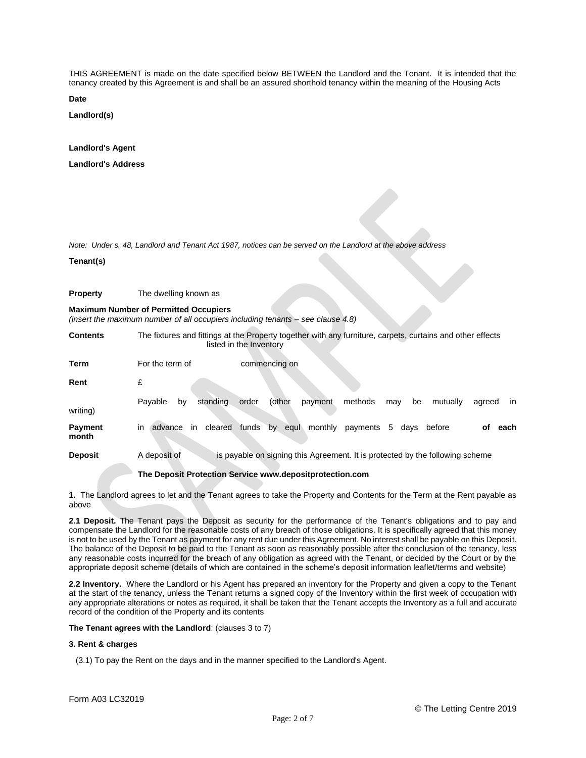THIS AGREEMENT is made on the date specified below BETWEEN the Landlord and the Tenant. It is intended that the tenancy created by this Agreement is and shall be an assured shorthold tenancy within the meaning of the Housing Acts

**Date**

**Landlord(s)**

**Landlord's Agent**

**Landlord's Address**

*Note: Under s. 48, Landlord and Tenant Act 1987, notices can be served on the Landlord at the above address*

**Tenant(s)**

**Property** The dwelling known as

**Maximum Number of Permitted Occupiers**
*(insert the maximum number of all occupiers including tenants – see clause 4.8)*

**Contents** The fixtures and fittings at the Property together with any furniture, carpets, curtains and other effects listed in the Inventory

**Term** For the term of commencing on

**Rent** £

Payable by standing order (other payment methods may be mutually agreed in writing)

**Payment month** in advance in cleared funds by equl monthly payments 5 days before **of each**

**Deposit** A deposit of is payable on signing this Agreement. It is protected by the following scheme

**The Deposit Protection Service www.depositprotection.com**

**1.** The Landlord agrees to let and the Tenant agrees to take the Property and Contents for the Term at the Rent payable as above

**2.1 Deposit.** The Tenant pays the Deposit as security for the performance of the Tenant's obligations and to pay and compensate the Landlord for the reasonable costs of any breach of those obligations. It is specifically agreed that this money is not to be used by the Tenant as payment for any rent due under this Agreement. No interest shall be payable on this Deposit. The balance of the Deposit to be paid to the Tenant as soon as reasonably possible after the conclusion of the tenancy, less any reasonable costs incurred for the breach of any obligation as agreed with the Tenant, or decided by the Court or by the appropriate deposit scheme (details of which are contained in the scheme's deposit information leaflet/terms and website)

**2.2 Inventory.** Where the Landlord or his Agent has prepared an inventory for the Property and given a copy to the Tenant at the start of the tenancy, unless the Tenant returns a signed copy of the Inventory within the first week of occupation with any appropriate alterations or notes as required, it shall be taken that the Tenant accepts the Inventory as a full and accurate record of the condition of the Property and its contents

**The Tenant agrees with the Landlord**: (clauses 3 to 7)

**3. Rent & charges**

(3.1) To pay the Rent on the days and in the manner specified to the Landlord's Agent.

Form A03 LC32019

© The Letting Centre 2019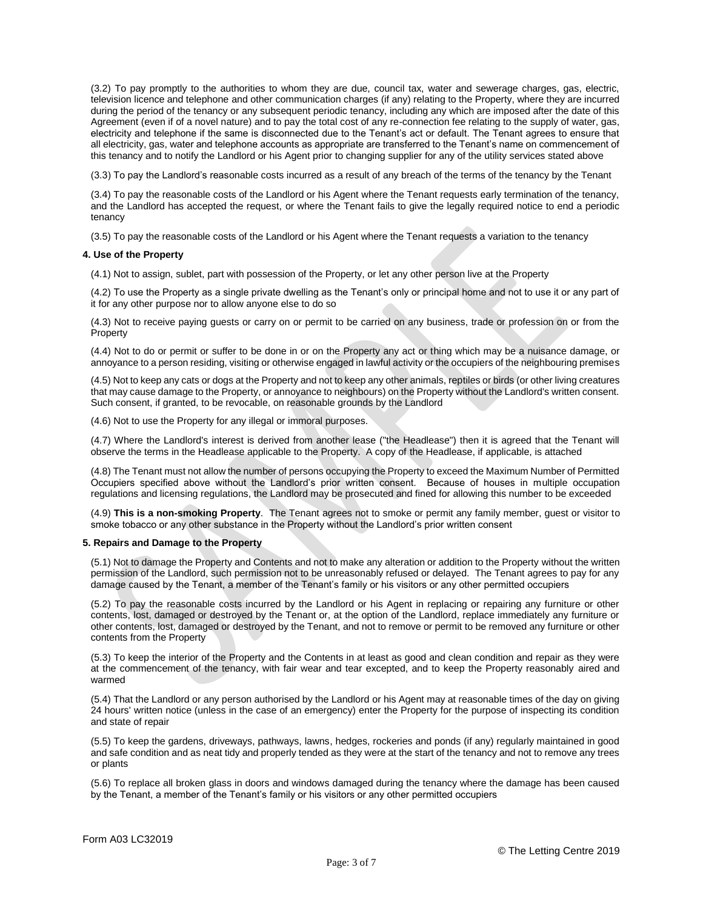(3.2) To pay promptly to the authorities to whom they are due, council tax, water and sewerage charges, gas, electric, television licence and telephone and other communication charges (if any) relating to the Property, where they are incurred during the period of the tenancy or any subsequent periodic tenancy, including any which are imposed after the date of this Agreement (even if of a novel nature) and to pay the total cost of any re-connection fee relating to the supply of water, gas, electricity and telephone if the same is disconnected due to the Tenant's act or default. The Tenant agrees to ensure that all electricity, gas, water and telephone accounts as appropriate are transferred to the Tenant's name on commencement of this tenancy and to notify the Landlord or his Agent prior to changing supplier for any of the utility services stated above

(3.3) To pay the Landlord's reasonable costs incurred as a result of any breach of the terms of the tenancy by the Tenant

(3.4) To pay the reasonable costs of the Landlord or his Agent where the Tenant requests early termination of the tenancy, and the Landlord has accepted the request, or where the Tenant fails to give the legally required notice to end a periodic tenancy

(3.5) To pay the reasonable costs of the Landlord or his Agent where the Tenant requests a variation to the tenancy

**4. Use of the Property**

(4.1) Not to assign, sublet, part with possession of the Property, or let any other person live at the Property

(4.2) To use the Property as a single private dwelling as the Tenant's only or principal home and not to use it or any part of it for any other purpose nor to allow anyone else to do so

(4.3) Not to receive paying guests or carry on or permit to be carried on any business, trade or profession on or from the Property

(4.4) Not to do or permit or suffer to be done in or on the Property any act or thing which may be a nuisance damage, or annoyance to a person residing, visiting or otherwise engaged in lawful activity or the occupiers of the neighbouring premises

(4.5) Not to keep any cats or dogs at the Property and not to keep any other animals, reptiles or birds (or other living creatures that may cause damage to the Property, or annoyance to neighbours) on the Property without the Landlord's written consent. Such consent, if granted, to be revocable, on reasonable grounds by the Landlord

(4.6) Not to use the Property for any illegal or immoral purposes.

(4.7) Where the Landlord's interest is derived from another lease ("the Headlease") then it is agreed that the Tenant will observe the terms in the Headlease applicable to the Property. A copy of the Headlease, if applicable, is attached

(4.8) The Tenant must not allow the number of persons occupying the Property to exceed the Maximum Number of Permitted Occupiers specified above without the Landlord's prior written consent. Because of houses in multiple occupation regulations and licensing regulations, the Landlord may be prosecuted and fined for allowing this number to be exceeded

(4.9) **This is a non-smoking Property**. The Tenant agrees not to smoke or permit any family member, guest or visitor to smoke tobacco or any other substance in the Property without the Landlord's prior written consent

**5. Repairs and Damage to the Property**

(5.1) Not to damage the Property and Contents and not to make any alteration or addition to the Property without the written permission of the Landlord, such permission not to be unreasonably refused or delayed. The Tenant agrees to pay for any damage caused by the Tenant, a member of the Tenant's family or his visitors or any other permitted occupiers

(5.2) To pay the reasonable costs incurred by the Landlord or his Agent in replacing or repairing any furniture or other contents, lost, damaged or destroyed by the Tenant or, at the option of the Landlord, replace immediately any furniture or other contents, lost, damaged or destroyed by the Tenant, and not to remove or permit to be removed any furniture or other contents from the Property

(5.3) To keep the interior of the Property and the Contents in at least as good and clean condition and repair as they were at the commencement of the tenancy, with fair wear and tear excepted, and to keep the Property reasonably aired and warmed

(5.4) That the Landlord or any person authorised by the Landlord or his Agent may at reasonable times of the day on giving 24 hours' written notice (unless in the case of an emergency) enter the Property for the purpose of inspecting its condition and state of repair

(5.5) To keep the gardens, driveways, pathways, lawns, hedges, rockeries and ponds (if any) regularly maintained in good and safe condition and as neat tidy and properly tended as they were at the start of the tenancy and not to remove any trees or plants

(5.6) To replace all broken glass in doors and windows damaged during the tenancy where the damage has been caused by the Tenant, a member of the Tenant's family or his visitors or any other permitted occupiers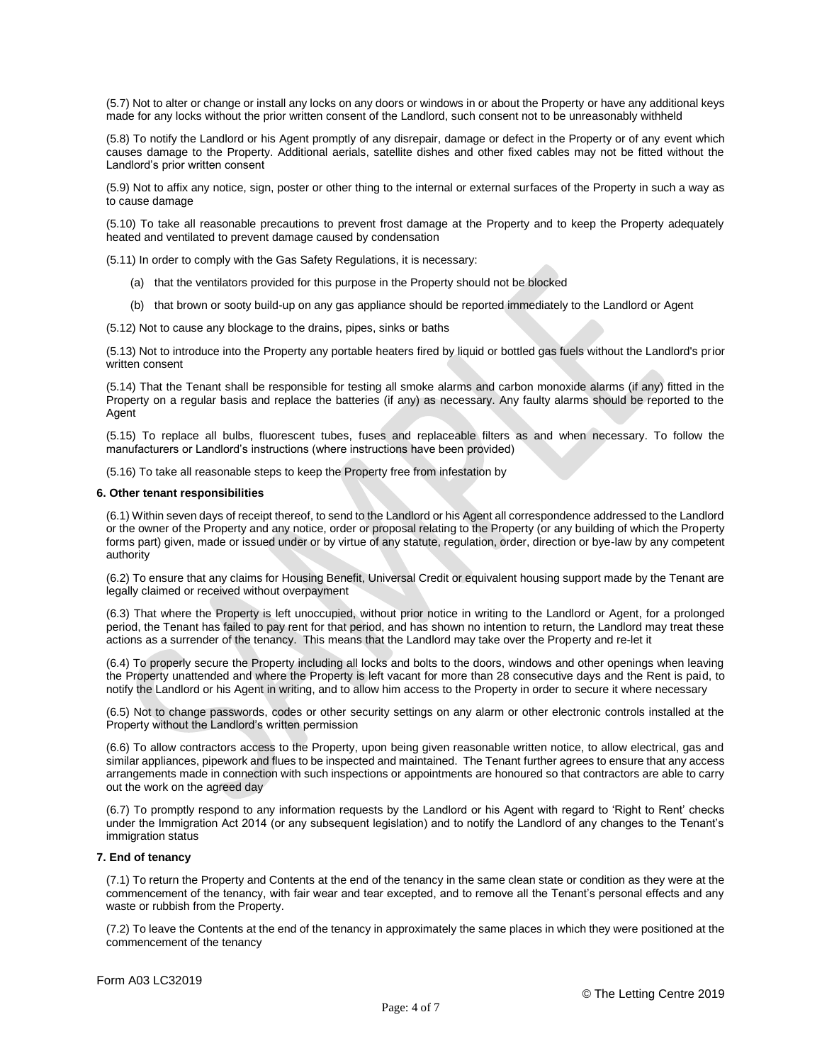(5.7) Not to alter or change or install any locks on any doors or windows in or about the Property or have any additional keys made for any locks without the prior written consent of the Landlord, such consent not to be unreasonably withheld

(5.8) To notify the Landlord or his Agent promptly of any disrepair, damage or defect in the Property or of any event which causes damage to the Property. Additional aerials, satellite dishes and other fixed cables may not be fitted without the Landlord's prior written consent

(5.9) Not to affix any notice, sign, poster or other thing to the internal or external surfaces of the Property in such a way as to cause damage

(5.10) To take all reasonable precautions to prevent frost damage at the Property and to keep the Property adequately heated and ventilated to prevent damage caused by condensation

(5.11) In order to comply with the Gas Safety Regulations, it is necessary:

(a) that the ventilators provided for this purpose in the Property should not be blocked

(b) that brown or sooty build-up on any gas appliance should be reported immediately to the Landlord or Agent

(5.12) Not to cause any blockage to the drains, pipes, sinks or baths

(5.13) Not to introduce into the Property any portable heaters fired by liquid or bottled gas fuels without the Landlord's prior written consent

(5.14) That the Tenant shall be responsible for testing all smoke alarms and carbon monoxide alarms (if any) fitted in the Property on a regular basis and replace the batteries (if any) as necessary. Any faulty alarms should be reported to the Agent

(5.15) To replace all bulbs, fluorescent tubes, fuses and replaceable filters as and when necessary. To follow the manufacturers or Landlord's instructions (where instructions have been provided)

(5.16) To take all reasonable steps to keep the Property free from infestation by

**6. Other tenant responsibilities**

(6.1) Within seven days of receipt thereof, to send to the Landlord or his Agent all correspondence addressed to the Landlord or the owner of the Property and any notice, order or proposal relating to the Property (or any building of which the Property forms part) given, made or issued under or by virtue of any statute, regulation, order, direction or bye-law by any competent authority

(6.2) To ensure that any claims for Housing Benefit, Universal Credit or equivalent housing support made by the Tenant are legally claimed or received without overpayment

(6.3) That where the Property is left unoccupied, without prior notice in writing to the Landlord or Agent, for a prolonged period, the Tenant has failed to pay rent for that period, and has shown no intention to return, the Landlord may treat these actions as a surrender of the tenancy. This means that the Landlord may take over the Property and re-let it

(6.4) To properly secure the Property including all locks and bolts to the doors, windows and other openings when leaving the Property unattended and where the Property is left vacant for more than 28 consecutive days and the Rent is paid, to notify the Landlord or his Agent in writing, and to allow him access to the Property in order to secure it where necessary

(6.5) Not to change passwords, codes or other security settings on any alarm or other electronic controls installed at the Property without the Landlord's written permission

(6.6) To allow contractors access to the Property, upon being given reasonable written notice, to allow electrical, gas and similar appliances, pipework and flues to be inspected and maintained. The Tenant further agrees to ensure that any access arrangements made in connection with such inspections or appointments are honoured so that contractors are able to carry out the work on the agreed day

(6.7) To promptly respond to any information requests by the Landlord or his Agent with regard to 'Right to Rent' checks under the Immigration Act 2014 (or any subsequent legislation) and to notify the Landlord of any changes to the Tenant's immigration status

**7. End of tenancy**

(7.1) To return the Property and Contents at the end of the tenancy in the same clean state or condition as they were at the commencement of the tenancy, with fair wear and tear excepted, and to remove all the Tenant's personal effects and any waste or rubbish from the Property.

(7.2) To leave the Contents at the end of the tenancy in approximately the same places in which they were positioned at the commencement of the tenancy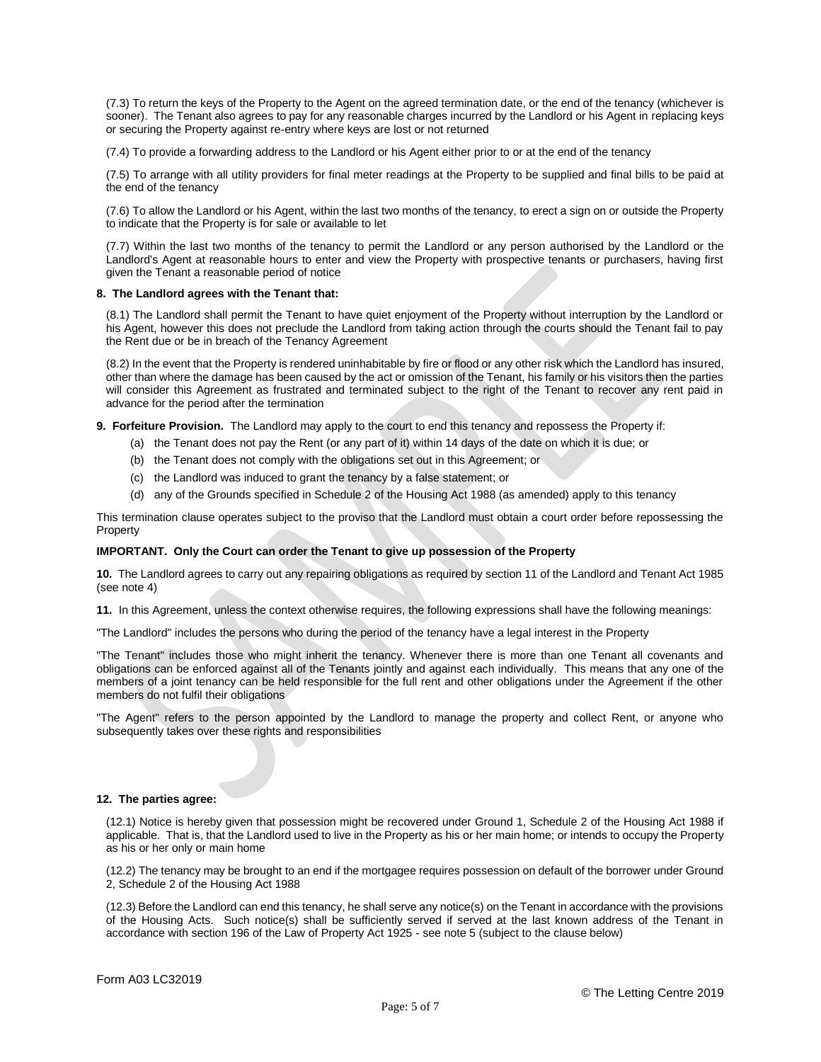(7.3) To return the keys of the Property to the Agent on the agreed termination date, or the end of the tenancy (whichever is sooner). The Tenant also agrees to pay for any reasonable charges incurred by the Landlord or his Agent in replacing keys or securing the Property against re-entry where keys are lost or not returned

(7.4) To provide a forwarding address to the Landlord or his Agent either prior to or at the end of the tenancy

(7.5) To arrange with all utility providers for final meter readings at the Property to be supplied and final bills to be paid at the end of the tenancy

(7.6) To allow the Landlord or his Agent, within the last two months of the tenancy, to erect a sign on or outside the Property to indicate that the Property is for sale or available to let

(7.7) Within the last two months of the tenancy to permit the Landlord or any person authorised by the Landlord or the Landlord's Agent at reasonable hours to enter and view the Property with prospective tenants or purchasers, having first given the Tenant a reasonable period of notice

**8. The Landlord agrees with the Tenant that:**

(8.1) The Landlord shall permit the Tenant to have quiet enjoyment of the Property without interruption by the Landlord or his Agent, however this does not preclude the Landlord from taking action through the courts should the Tenant fail to pay the Rent due or be in breach of the Tenancy Agreement

(8.2) In the event that the Property is rendered uninhabitable by fire or flood or any other risk which the Landlord has insured, other than where the damage has been caused by the act or omission of the Tenant, his family or his visitors then the parties will consider this Agreement as frustrated and terminated subject to the right of the Tenant to recover any rent paid in advance for the period after the termination

**9. Forfeiture Provision.** The Landlord may apply to the court to end this tenancy and repossess the Property if:

(a) the Tenant does not pay the Rent (or any part of it) within 14 days of the date on which it is due; or
(b) the Tenant does not comply with the obligations set out in this Agreement; or
(c) the Landlord was induced to grant the tenancy by a false statement; or
(d) any of the Grounds specified in Schedule 2 of the Housing Act 1988 (as amended) apply to this tenancy

This termination clause operates subject to the proviso that the Landlord must obtain a court order before repossessing the Property

**IMPORTANT. Only the Court can order the Tenant to give up possession of the Property**

**10.** The Landlord agrees to carry out any repairing obligations as required by section 11 of the Landlord and Tenant Act 1985 (see note 4)

**11.** In this Agreement, unless the context otherwise requires, the following expressions shall have the following meanings:

"The Landlord" includes the persons who during the period of the tenancy have a legal interest in the Property

"The Tenant" includes those who might inherit the tenancy. Whenever there is more than one Tenant all covenants and obligations can be enforced against all of the Tenants jointly and against each individually. This means that any one of the members of a joint tenancy can be held responsible for the full rent and other obligations under the Agreement if the other members do not fulfil their obligations

"The Agent" refers to the person appointed by the Landlord to manage the property and collect Rent, or anyone who subsequently takes over these rights and responsibilities

**12. The parties agree:**

(12.1) Notice is hereby given that possession might be recovered under Ground 1, Schedule 2 of the Housing Act 1988 if applicable. That is, that the Landlord used to live in the Property as his or her main home; or intends to occupy the Property as his or her only or main home

(12.2) The tenancy may be brought to an end if the mortgagee requires possession on default of the borrower under Ground 2, Schedule 2 of the Housing Act 1988

(12.3) Before the Landlord can end this tenancy, he shall serve any notice(s) on the Tenant in accordance with the provisions of the Housing Acts. Such notice(s) shall be sufficiently served if served at the last known address of the Tenant in accordance with section 196 of the Law of Property Act 1925 - see note 5 (subject to the clause below)

Form A03 LC32019

© The Letting Centre 2019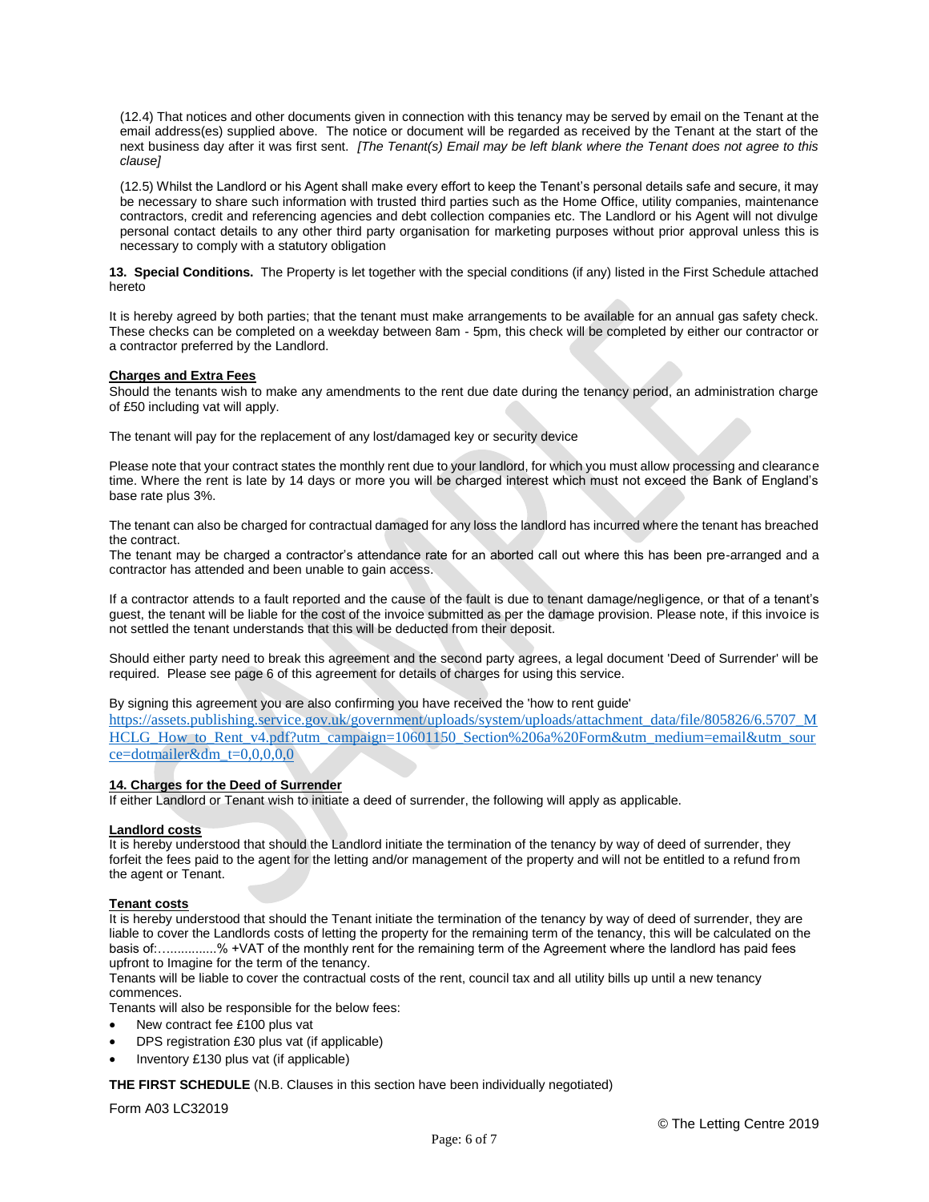(12.4) That notices and other documents given in connection with this tenancy may be served by email on the Tenant at the email address(es) supplied above. The notice or document will be regarded as received by the Tenant at the start of the next business day after it was first sent. *[The Tenant(s) Email may be left blank where the Tenant does not agree to this clause]*

(12.5) Whilst the Landlord or his Agent shall make every effort to keep the Tenant's personal details safe and secure, it may be necessary to share such information with trusted third parties such as the Home Office, utility companies, maintenance contractors, credit and referencing agencies and debt collection companies etc. The Landlord or his Agent will not divulge personal contact details to any other third party organisation for marketing purposes without prior approval unless this is necessary to comply with a statutory obligation

**13. Special Conditions.** The Property is let together with the special conditions (if any) listed in the First Schedule attached hereto

It is hereby agreed by both parties; that the tenant must make arrangements to be available for an annual gas safety check. These checks can be completed on a weekday between 8am - 5pm, this check will be completed by either our contractor or a contractor preferred by the Landlord.

**Charges and Extra Fees**

Should the tenants wish to make any amendments to the rent due date during the tenancy period, an administration charge of £50 including vat will apply.

The tenant will pay for the replacement of any lost/damaged key or security device

Please note that your contract states the monthly rent due to your landlord, for which you must allow processing and clearance time. Where the rent is late by 14 days or more you will be charged interest which must not exceed the Bank of England's base rate plus 3%.

The tenant can also be charged for contractual damaged for any loss the landlord has incurred where the tenant has breached the contract.
The tenant may be charged a contractor's attendance rate for an aborted call out where this has been pre-arranged and a contractor has attended and been unable to gain access.

If a contractor attends to a fault reported and the cause of the fault is due to tenant damage/negligence, or that of a tenant's guest, the tenant will be liable for the cost of the invoice submitted as per the damage provision. Please note, if this invoice is not settled the tenant understands that this will be deducted from their deposit.

Should either party need to break this agreement and the second party agrees, a legal document 'Deed of Surrender' will be required. Please see page 6 of this agreement for details of charges for using this service.

By signing this agreement you are also confirming you have received the 'how to rent guide'
https://assets.publishing.service.gov.uk/government/uploads/system/uploads/attachment_data/file/805826/6.5707_MHCLG_How_to_Rent_v4.pdf?utm_campaign=10601150_Section%206a%20Form&utm_medium=email&utm_source=dotmailer&dm_t=0,0,0,0,0

**14. Charges for the Deed of Surrender**

If either Landlord or Tenant wish to initiate a deed of surrender, the following will apply as applicable.

**Landlord costs**

It is hereby understood that should the Landlord initiate the termination of the tenancy by way of deed of surrender, they forfeit the fees paid to the agent for the letting and/or management of the property and will not be entitled to a refund from the agent or Tenant.

**Tenant costs**

It is hereby understood that should the Tenant initiate the termination of the tenancy by way of deed of surrender, they are liable to cover the Landlords costs of letting the property for the remaining term of the tenancy, this will be calculated on the basis of:…..............% +VAT of the monthly rent for the remaining term of the Agreement where the landlord has paid fees upfront to Imagine for the term of the tenancy.
Tenants will be liable to cover the contractual costs of the rent, council tax and all utility bills up until a new tenancy commences.
Tenants will also be responsible for the below fees:

- New contract fee £100 plus vat
- DPS registration £30 plus vat (if applicable)
- Inventory £130 plus vat (if applicable)

**THE FIRST SCHEDULE** (N.B. Clauses in this section have been individually negotiated)

Form A03 LC32019

© The Letting Centre 2019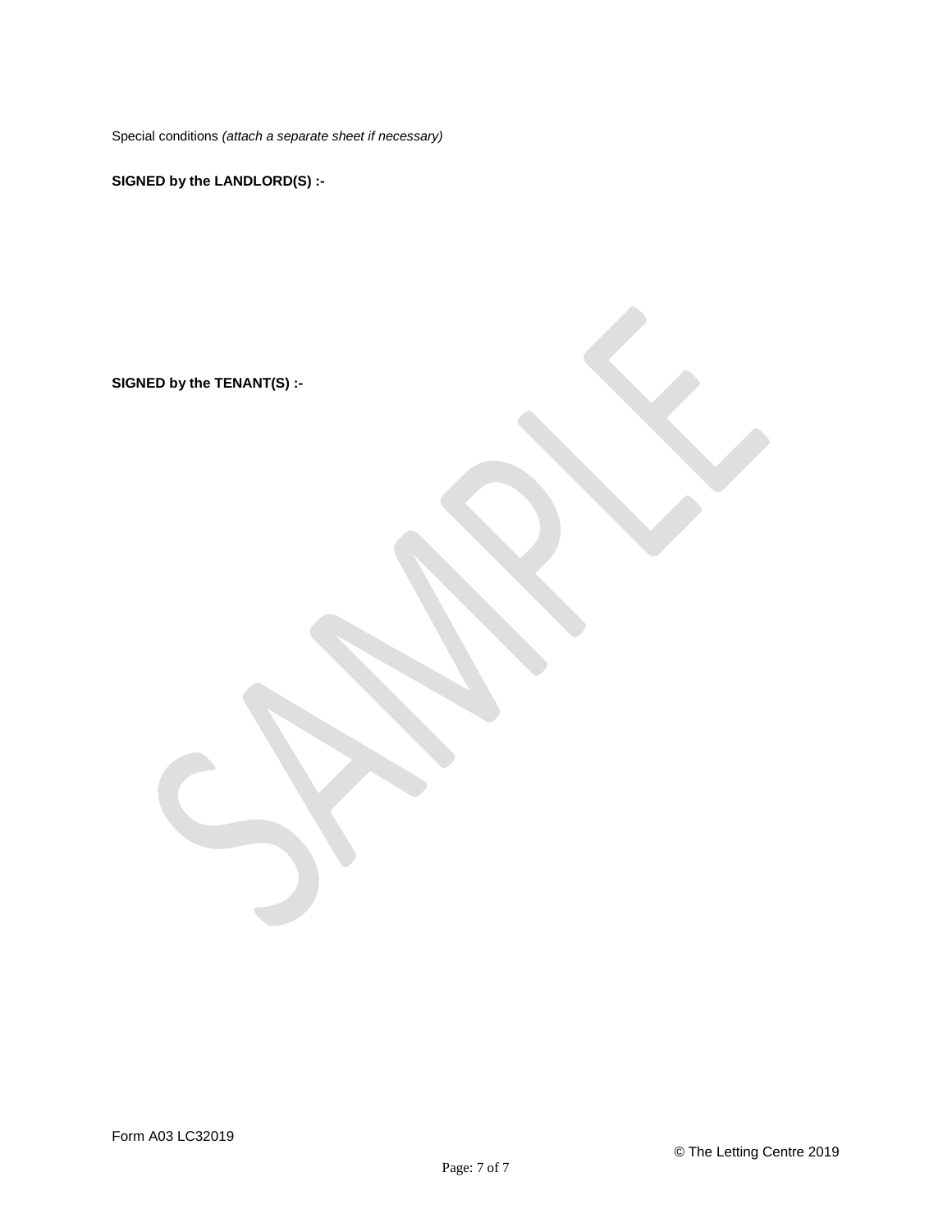Special conditions *(attach a separate sheet if necessary)*

**SIGNED by the LANDLORD(S) :-**

**SIGNED by the TENANT(S) :-**

Form A03 LC32019

© The Letting Centre 2019